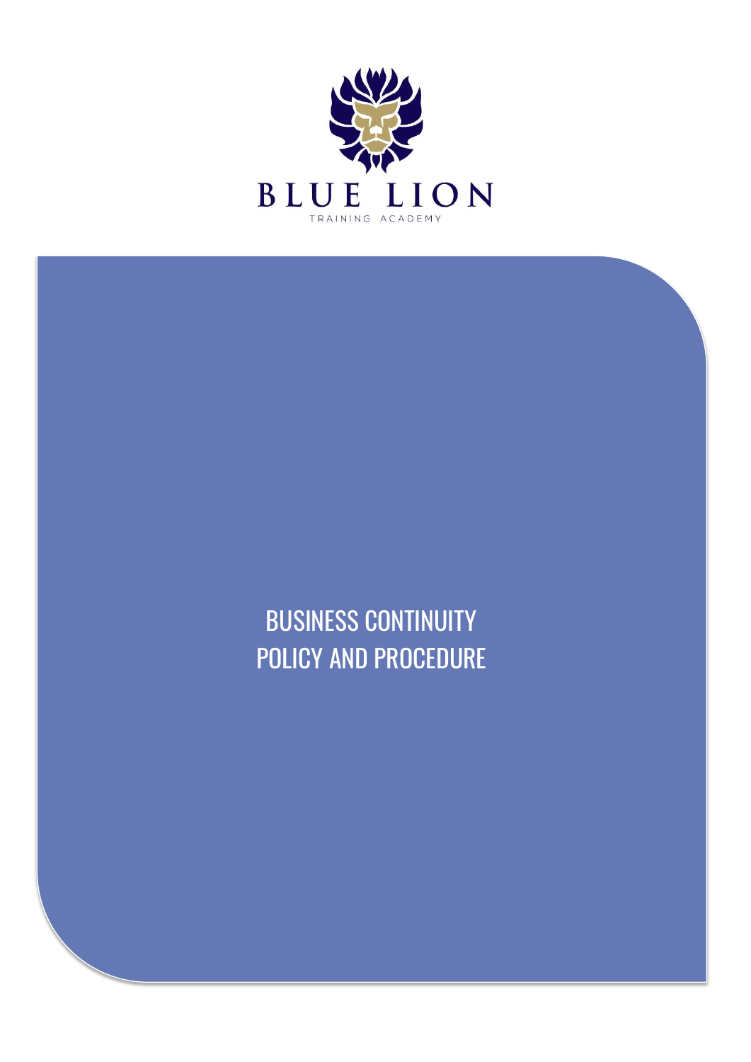BLUE LION

TRAINING ACADEMY

# BUSINESS CONTINUITY POLICY AND PROCEDURE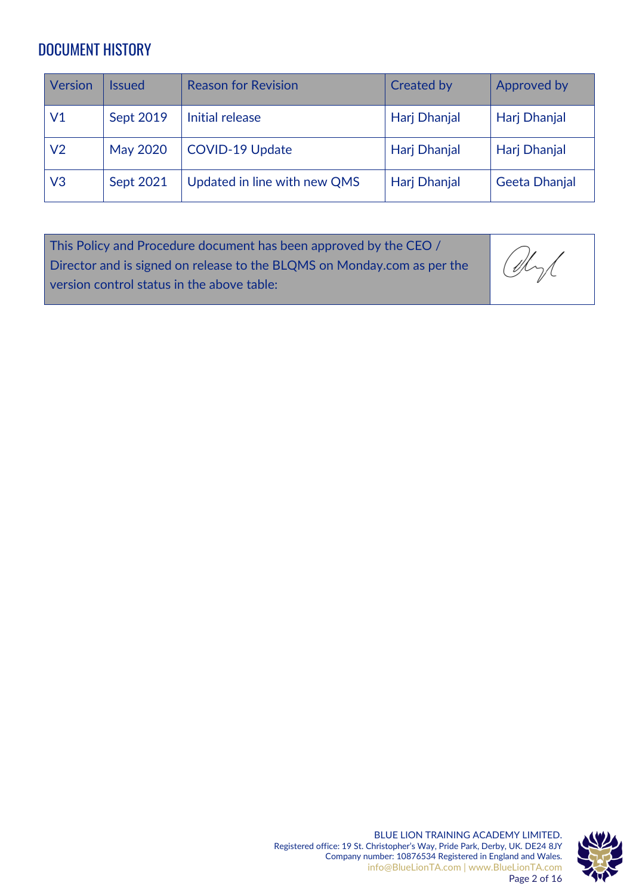## DOCUMENT HISTORY

| Version | Issued | Reason for Revision | Created by | Approved by |
|---|---|---|---|---|
| V1 | Sept 2019 | Initial release | Harj Dhanjal | Harj Dhanjal |
| V2 | May 2020 | COVID-19 Update | Harj Dhanjal | Harj Dhanjal |
| V3 | Sept 2021 | Updated in line with new QMS | Harj Dhanjal | Geeta Dhanjal |

| This Policy and Procedure document has been approved by the CEO / Director and is signed on release to the BLQMS on Monday.com as per the version control status in the above table: | |
|---|---|

BLUE LION TRAINING ACADEMY LIMITED.
Registered office: 19 St. Christopher's Way, Pride Park, Derby, UK. DE24 8JY
Company number: 10876534 Registered in England and Wales.
info@BlueLionTA.com | www.BlueLionTA.com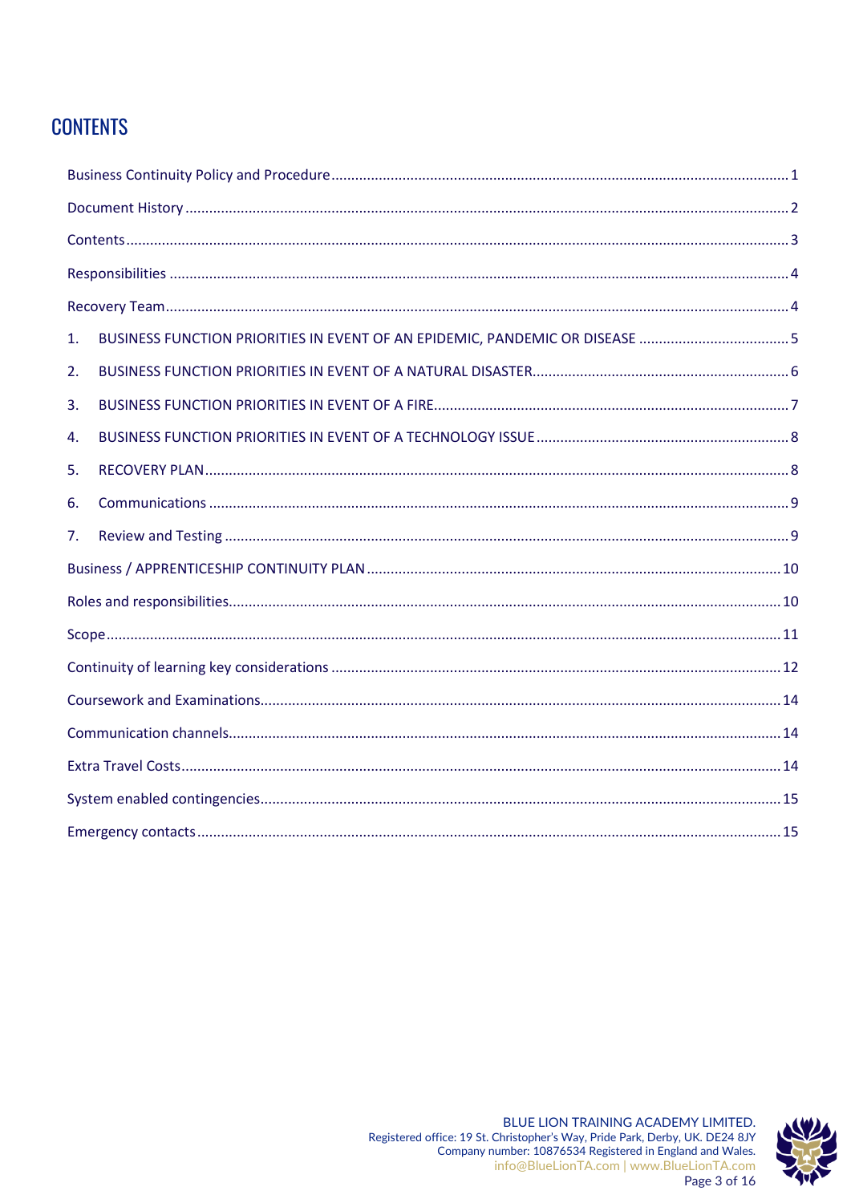# CONTENTS

Business Continuity Policy and Procedure .......... 1

Document History .......... 2

Contents .......... 3

Responsibilities .......... 4

Recovery Team .......... 4

1. BUSINESS FUNCTION PRIORITIES IN EVENT OF AN EPIDEMIC, PANDEMIC OR DISEASE .......... 5
2. BUSINESS FUNCTION PRIORITIES IN EVENT OF A NATURAL DISASTER .......... 6
3. BUSINESS FUNCTION PRIORITIES IN EVENT OF A FIRE .......... 7
4. BUSINESS FUNCTION PRIORITIES IN EVENT OF A TECHNOLOGY ISSUE .......... 8
5. RECOVERY PLAN .......... 8
6. Communications .......... 9
7. Review and Testing .......... 9

Business / APPRENTICESHIP CONTINUITY PLAN .......... 10

Roles and responsibilities .......... 10

Scope .......... 11

Continuity of learning key considerations .......... 12

Coursework and Examinations .......... 14

Communication channels .......... 14

Extra Travel Costs .......... 14

System enabled contingencies .......... 15

Emergency contacts .......... 15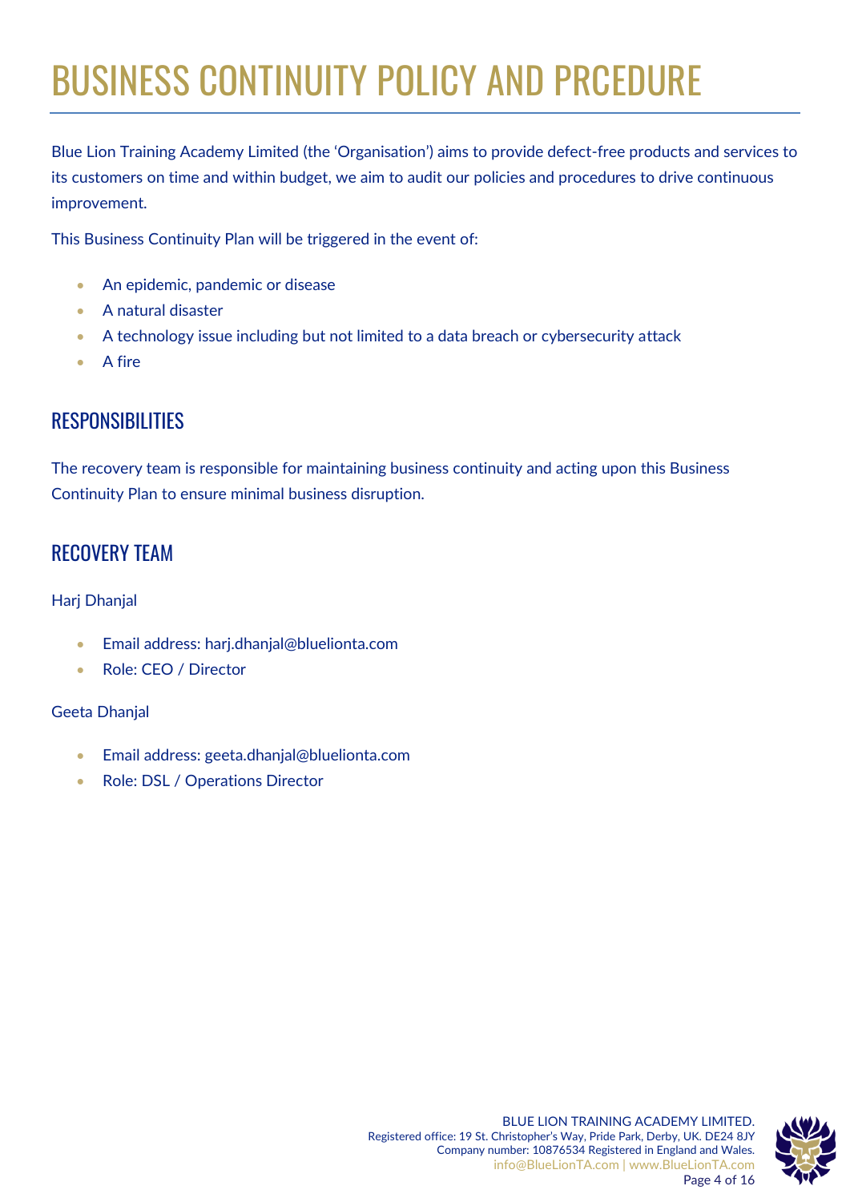# BUSINESS CONTINUITY POLICY AND PRCEDURE

Blue Lion Training Academy Limited (the 'Organisation') aims to provide defect-free products and services to its customers on time and within budget, we aim to audit our policies and procedures to drive continuous improvement.

This Business Continuity Plan will be triggered in the event of:

- An epidemic, pandemic or disease
- A natural disaster
- A technology issue including but not limited to a data breach or cybersecurity attack
- A fire

## RESPONSIBILITIES

The recovery team is responsible for maintaining business continuity and acting upon this Business Continuity Plan to ensure minimal business disruption.

## RECOVERY TEAM

Harj Dhanjal

- Email address: harj.dhanjal@bluelionta.com
- Role: CEO / Director

Geeta Dhanjal

- Email address: geeta.dhanjal@bluelionta.com
- Role: DSL / Operations Director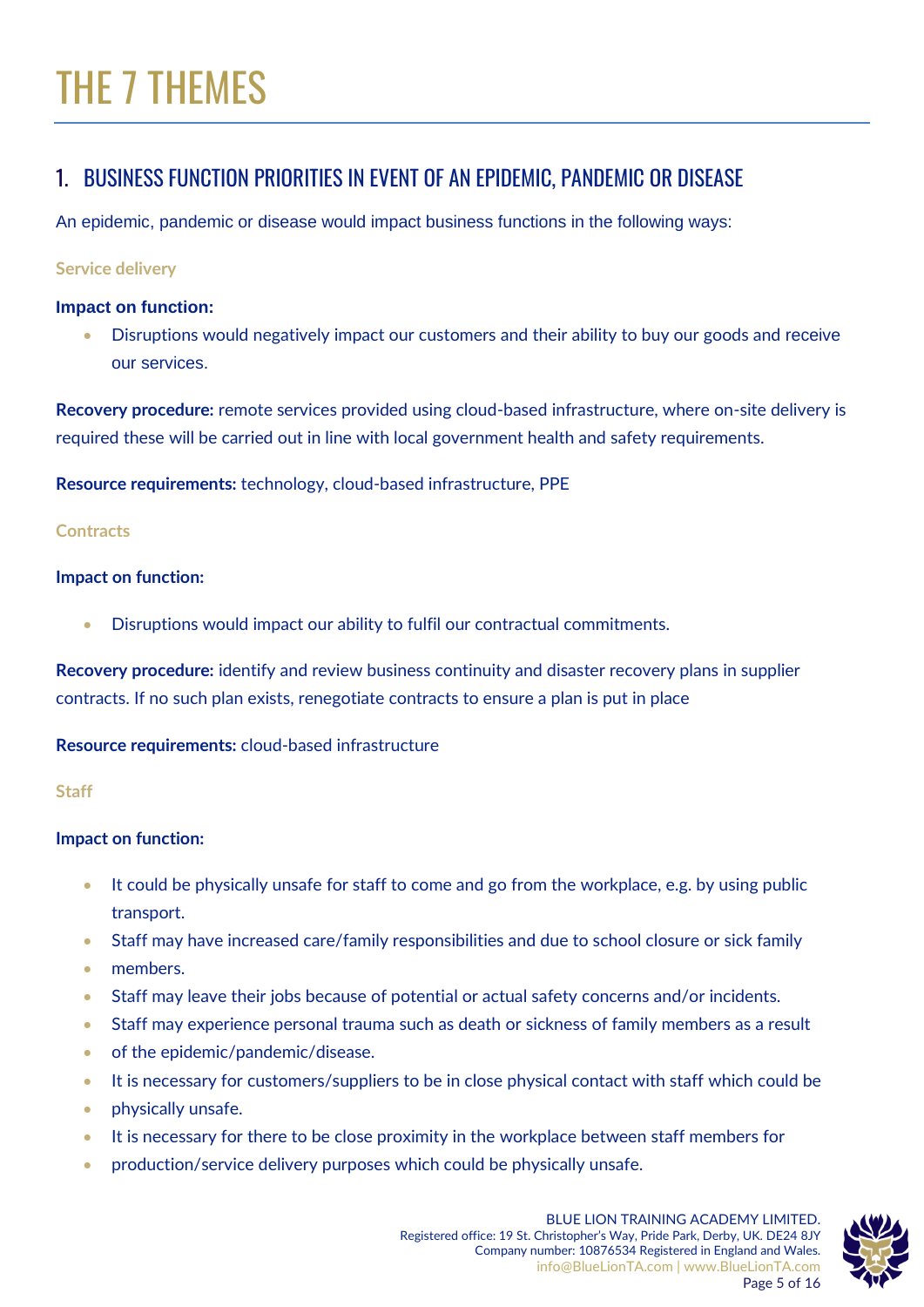# THE 7 THEMES

## 1. BUSINESS FUNCTION PRIORITIES IN EVENT OF AN EPIDEMIC, PANDEMIC OR DISEASE

An epidemic, pandemic or disease would impact business functions in the following ways:

### Service delivery

**Impact on function:**

- Disruptions would negatively impact our customers and their ability to buy our goods and receive our services.

**Recovery procedure:** remote services provided using cloud-based infrastructure, where on-site delivery is required these will be carried out in line with local government health and safety requirements.

**Resource requirements:** technology, cloud-based infrastructure, PPE

### Contracts

**Impact on function:**

- Disruptions would impact our ability to fulfil our contractual commitments.

**Recovery procedure:** identify and review business continuity and disaster recovery plans in supplier contracts. If no such plan exists, renegotiate contracts to ensure a plan is put in place

**Resource requirements:** cloud-based infrastructure

### Staff

**Impact on function:**

- It could be physically unsafe for staff to come and go from the workplace, e.g. by using public transport.
- Staff may have increased care/family responsibilities and due to school closure or sick family
- members.
- Staff may leave their jobs because of potential or actual safety concerns and/or incidents.
- Staff may experience personal trauma such as death or sickness of family members as a result
- of the epidemic/pandemic/disease.
- It is necessary for customers/suppliers to be in close physical contact with staff which could be
- physically unsafe.
- It is necessary for there to be close proximity in the workplace between staff members for
- production/service delivery purposes which could be physically unsafe.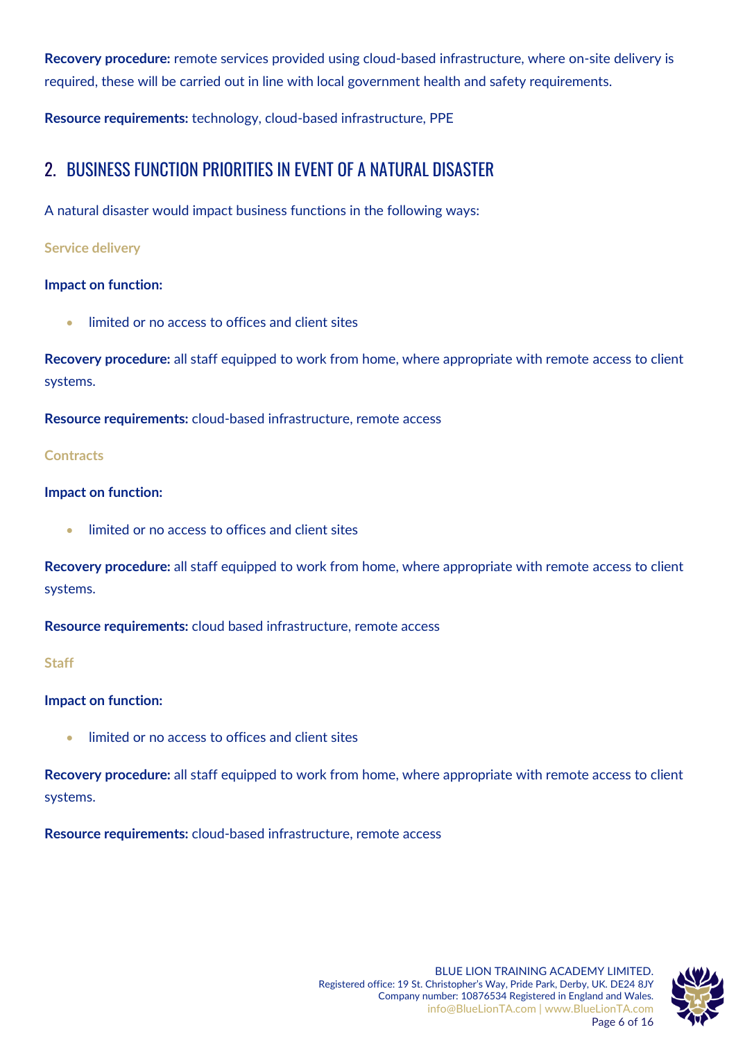**Recovery procedure:** remote services provided using cloud-based infrastructure, where on-site delivery is required, these will be carried out in line with local government health and safety requirements.

**Resource requirements:** technology, cloud-based infrastructure, PPE

## 2. BUSINESS FUNCTION PRIORITIES IN EVENT OF A NATURAL DISASTER

A natural disaster would impact business functions in the following ways:

### Service delivery

**Impact on function:**

- limited or no access to offices and client sites

**Recovery procedure:** all staff equipped to work from home, where appropriate with remote access to client systems.

**Resource requirements:** cloud-based infrastructure, remote access

### Contracts

**Impact on function:**

- limited or no access to offices and client sites

**Recovery procedure:** all staff equipped to work from home, where appropriate with remote access to client systems.

**Resource requirements:** cloud based infrastructure, remote access

### Staff

**Impact on function:**

- limited or no access to offices and client sites

**Recovery procedure:** all staff equipped to work from home, where appropriate with remote access to client systems.

**Resource requirements:** cloud-based infrastructure, remote access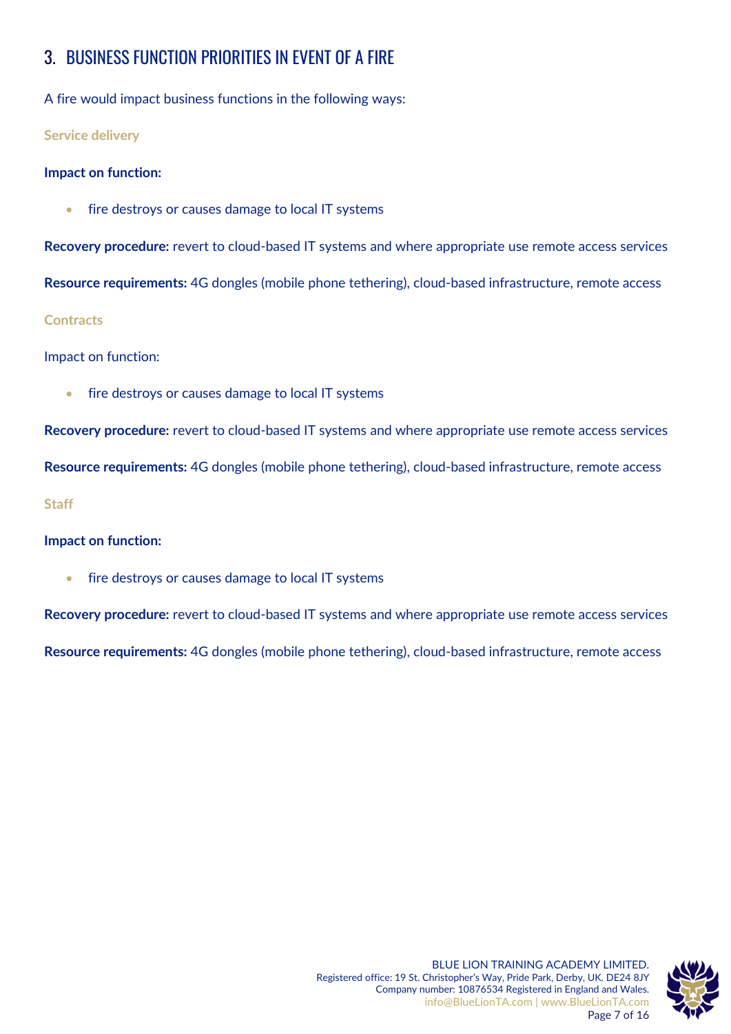## 3. BUSINESS FUNCTION PRIORITIES IN EVENT OF A FIRE

A fire would impact business functions in the following ways:

### Service delivery

**Impact on function:**

- fire destroys or causes damage to local IT systems

**Recovery procedure:** revert to cloud-based IT systems and where appropriate use remote access services

**Resource requirements:** 4G dongles (mobile phone tethering), cloud-based infrastructure, remote access

### Contracts

Impact on function:

- fire destroys or causes damage to local IT systems

**Recovery procedure:** revert to cloud-based IT systems and where appropriate use remote access services

**Resource requirements:** 4G dongles (mobile phone tethering), cloud-based infrastructure, remote access

### Staff

**Impact on function:**

- fire destroys or causes damage to local IT systems

**Recovery procedure:** revert to cloud-based IT systems and where appropriate use remote access services

**Resource requirements:** 4G dongles (mobile phone tethering), cloud-based infrastructure, remote access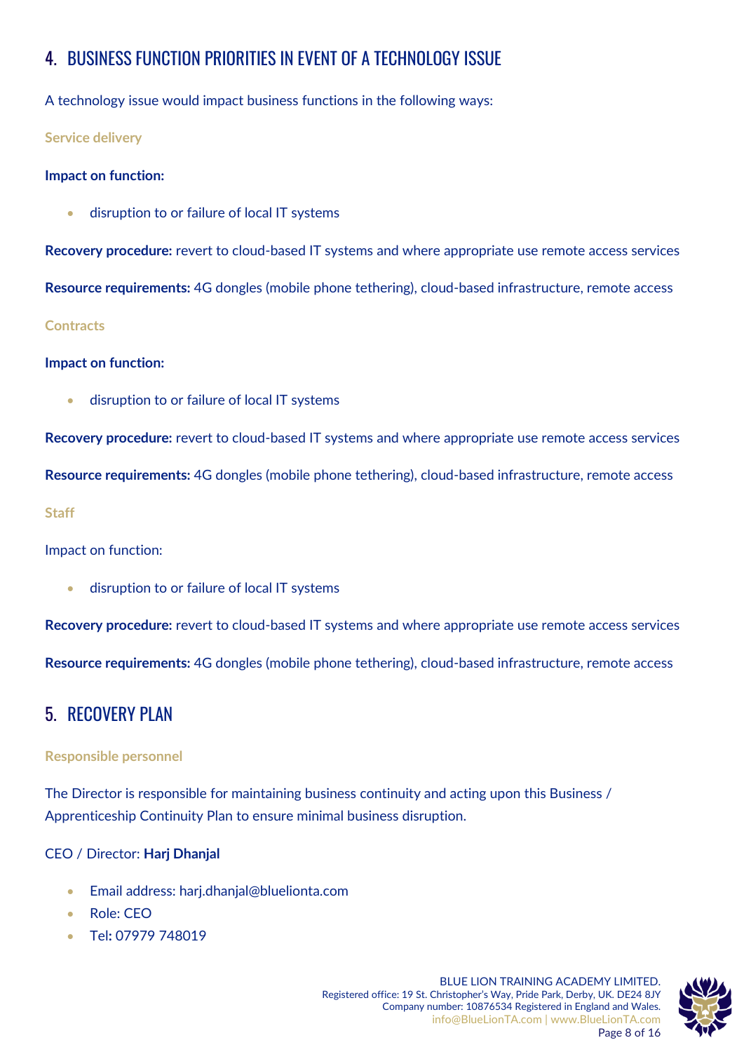## 4. BUSINESS FUNCTION PRIORITIES IN EVENT OF A TECHNOLOGY ISSUE

A technology issue would impact business functions in the following ways:

### Service delivery

**Impact on function:**

- disruption to or failure of local IT systems

**Recovery procedure:** revert to cloud-based IT systems and where appropriate use remote access services

**Resource requirements:** 4G dongles (mobile phone tethering), cloud-based infrastructure, remote access

### Contracts

**Impact on function:**

- disruption to or failure of local IT systems

**Recovery procedure:** revert to cloud-based IT systems and where appropriate use remote access services

**Resource requirements:** 4G dongles (mobile phone tethering), cloud-based infrastructure, remote access

### Staff

Impact on function:

- disruption to or failure of local IT systems

**Recovery procedure:** revert to cloud-based IT systems and where appropriate use remote access services

**Resource requirements:** 4G dongles (mobile phone tethering), cloud-based infrastructure, remote access

## 5. RECOVERY PLAN

### Responsible personnel

The Director is responsible for maintaining business continuity and acting upon this Business / Apprenticeship Continuity Plan to ensure minimal business disruption.

CEO / Director: **Harj Dhanjal**

- Email address: harj.dhanjal@bluelionta.com
- Role: CEO
- Tel: 07979 748019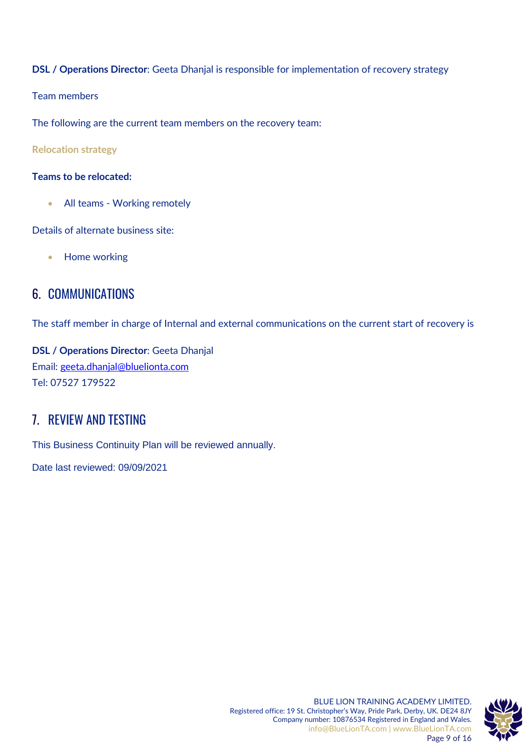**DSL / Operations Director**: Geeta Dhanjal is responsible for implementation of recovery strategy

Team members

The following are the current team members on the recovery team:

**Relocation strategy**

**Teams to be relocated:**

- All teams - Working remotely

Details of alternate business site:

- Home working

## 6. COMMUNICATIONS

The staff member in charge of Internal and external communications on the current start of recovery is

**DSL / Operations Director**: Geeta Dhanjal
Email: geeta.dhanjal@bluelionta.com
Tel: 07527 179522

## 7. REVIEW AND TESTING

This Business Continuity Plan will be reviewed annually.

Date last reviewed: 09/09/2021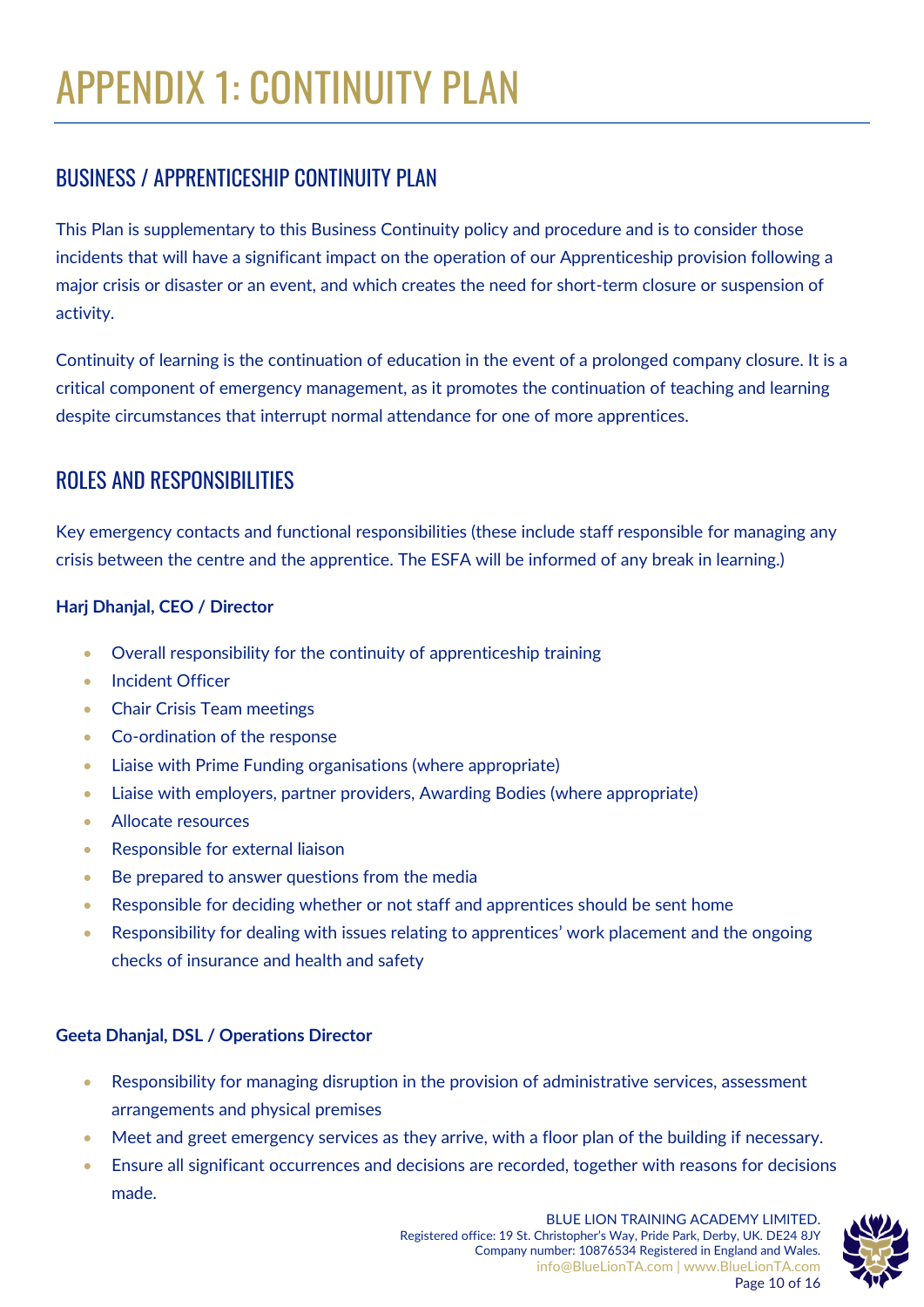# APPENDIX 1: CONTINUITY PLAN

## BUSINESS / APPRENTICESHIP CONTINUITY PLAN

This Plan is supplementary to this Business Continuity policy and procedure and is to consider those incidents that will have a significant impact on the operation of our Apprenticeship provision following a major crisis or disaster or an event, and which creates the need for short-term closure or suspension of activity.

Continuity of learning is the continuation of education in the event of a prolonged company closure. It is a critical component of emergency management, as it promotes the continuation of teaching and learning despite circumstances that interrupt normal attendance for one of more apprentices.

## ROLES AND RESPONSIBILITIES

Key emergency contacts and functional responsibilities (these include staff responsible for managing any crisis between the centre and the apprentice. The ESFA will be informed of any break in learning.)

**Harj Dhanjal, CEO / Director**

- Overall responsibility for the continuity of apprenticeship training
- Incident Officer
- Chair Crisis Team meetings
- Co-ordination of the response
- Liaise with Prime Funding organisations (where appropriate)
- Liaise with employers, partner providers, Awarding Bodies (where appropriate)
- Allocate resources
- Responsible for external liaison
- Be prepared to answer questions from the media
- Responsible for deciding whether or not staff and apprentices should be sent home
- Responsibility for dealing with issues relating to apprentices' work placement and the ongoing checks of insurance and health and safety

**Geeta Dhanjal, DSL / Operations Director**

- Responsibility for managing disruption in the provision of administrative services, assessment arrangements and physical premises
- Meet and greet emergency services as they arrive, with a floor plan of the building if necessary.
- Ensure all significant occurrences and decisions are recorded, together with reasons for decisions made.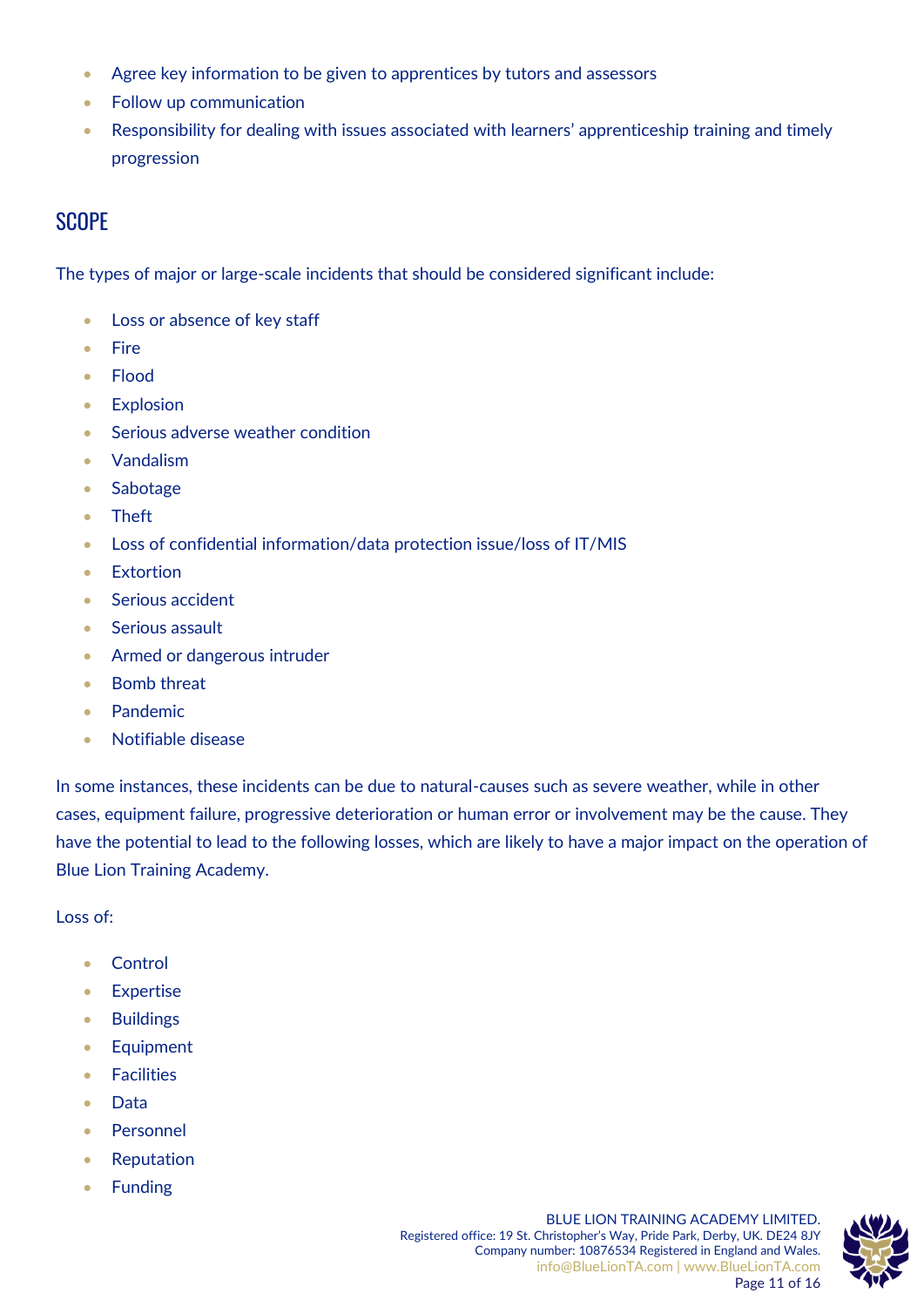- Agree key information to be given to apprentices by tutors and assessors
- Follow up communication
- Responsibility for dealing with issues associated with learners' apprenticeship training and timely progression

## SCOPE

The types of major or large-scale incidents that should be considered significant include:

- Loss or absence of key staff
- Fire
- Flood
- Explosion
- Serious adverse weather condition
- Vandalism
- Sabotage
- Theft
- Loss of confidential information/data protection issue/loss of IT/MIS
- Extortion
- Serious accident
- Serious assault
- Armed or dangerous intruder
- Bomb threat
- Pandemic
- Notifiable disease

In some instances, these incidents can be due to natural-causes such as severe weather, while in other cases, equipment failure, progressive deterioration or human error or involvement may be the cause. They have the potential to lead to the following losses, which are likely to have a major impact on the operation of Blue Lion Training Academy.

Loss of:

- Control
- Expertise
- Buildings
- Equipment
- Facilities
- Data
- Personnel
- Reputation
- Funding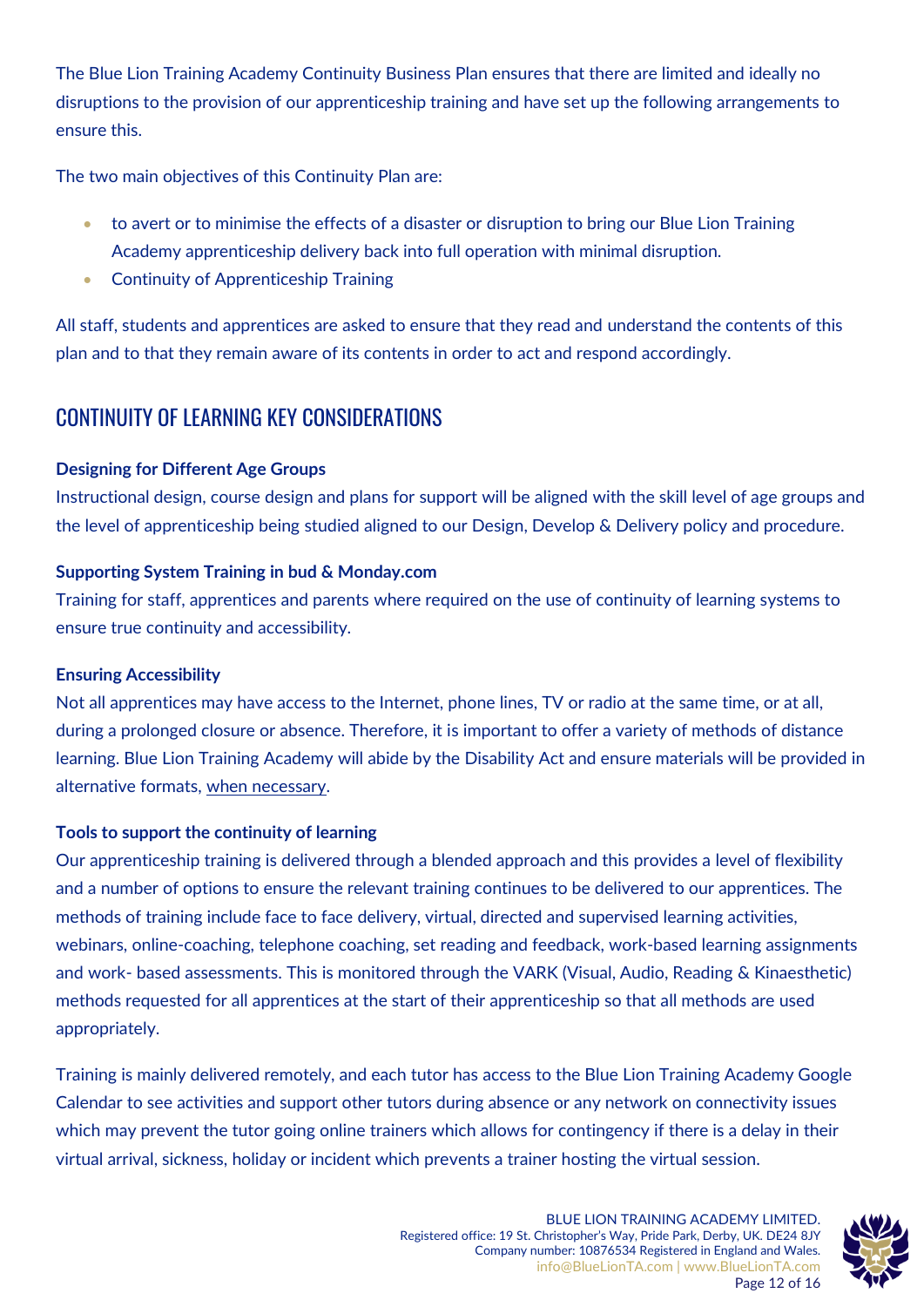The Blue Lion Training Academy Continuity Business Plan ensures that there are limited and ideally no disruptions to the provision of our apprenticeship training and have set up the following arrangements to ensure this.

The two main objectives of this Continuity Plan are:

- to avert or to minimise the effects of a disaster or disruption to bring our Blue Lion Training Academy apprenticeship delivery back into full operation with minimal disruption.
- Continuity of Apprenticeship Training

All staff, students and apprentices are asked to ensure that they read and understand the contents of this plan and to that they remain aware of its contents in order to act and respond accordingly.

## CONTINUITY OF LEARNING KEY CONSIDERATIONS

**Designing for Different Age Groups**

Instructional design, course design and plans for support will be aligned with the skill level of age groups and the level of apprenticeship being studied aligned to our Design, Develop & Delivery policy and procedure.

**Supporting System Training in bud & Monday.com**

Training for staff, apprentices and parents where required on the use of continuity of learning systems to ensure true continuity and accessibility.

**Ensuring Accessibility**

Not all apprentices may have access to the Internet, phone lines, TV or radio at the same time, or at all, during a prolonged closure or absence. Therefore, it is important to offer a variety of methods of distance learning. Blue Lion Training Academy will abide by the Disability Act and ensure materials will be provided in alternative formats, when necessary.

**Tools to support the continuity of learning**

Our apprenticeship training is delivered through a blended approach and this provides a level of flexibility and a number of options to ensure the relevant training continues to be delivered to our apprentices. The methods of training include face to face delivery, virtual, directed and supervised learning activities, webinars, online-coaching, telephone coaching, set reading and feedback, work-based learning assignments and work- based assessments. This is monitored through the VARK (Visual, Audio, Reading & Kinaesthetic) methods requested for all apprentices at the start of their apprenticeship so that all methods are used appropriately.

Training is mainly delivered remotely, and each tutor has access to the Blue Lion Training Academy Google Calendar to see activities and support other tutors during absence or any network on connectivity issues which may prevent the tutor going online trainers which allows for contingency if there is a delay in their virtual arrival, sickness, holiday or incident which prevents a trainer hosting the virtual session.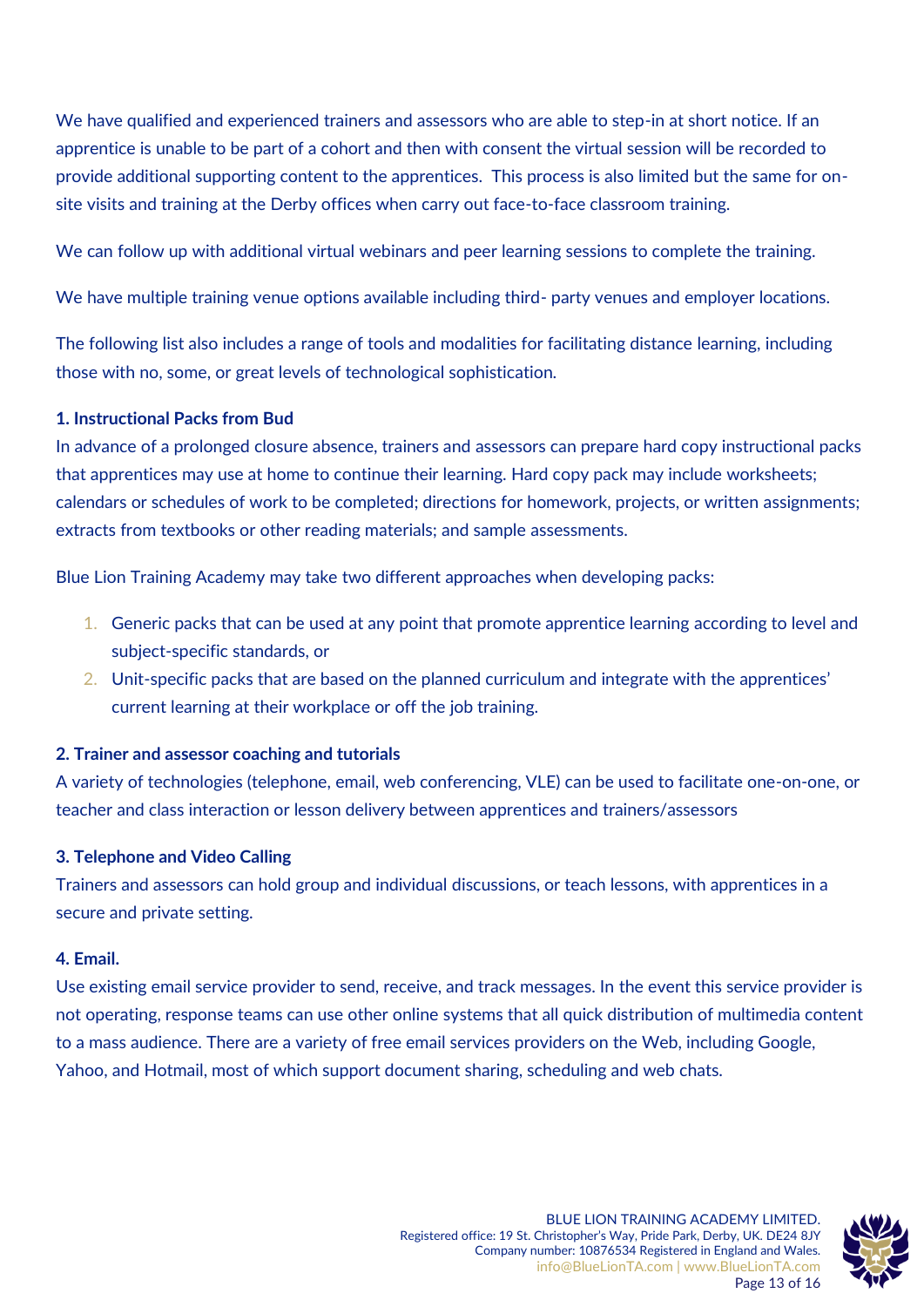We have qualified and experienced trainers and assessors who are able to step-in at short notice. If an apprentice is unable to be part of a cohort and then with consent the virtual session will be recorded to provide additional supporting content to the apprentices.  This process is also limited but the same for on-site visits and training at the Derby offices when carry out face-to-face classroom training.

We can follow up with additional virtual webinars and peer learning sessions to complete the training.

We have multiple training venue options available including third- party venues and employer locations.

The following list also includes a range of tools and modalities for facilitating distance learning, including those with no, some, or great levels of technological sophistication.

**1. Instructional Packs from Bud**

In advance of a prolonged closure absence, trainers and assessors can prepare hard copy instructional packs that apprentices may use at home to continue their learning. Hard copy pack may include worksheets; calendars or schedules of work to be completed; directions for homework, projects, or written assignments; extracts from textbooks or other reading materials; and sample assessments.

Blue Lion Training Academy may take two different approaches when developing packs:

1. Generic packs that can be used at any point that promote apprentice learning according to level and subject-specific standards, or
2. Unit-specific packs that are based on the planned curriculum and integrate with the apprentices' current learning at their workplace or off the job training.

**2. Trainer and assessor coaching and tutorials**

A variety of technologies (telephone, email, web conferencing, VLE) can be used to facilitate one-on-one, or teacher and class interaction or lesson delivery between apprentices and trainers/assessors

**3. Telephone and Video Calling**

Trainers and assessors can hold group and individual discussions, or teach lessons, with apprentices in a secure and private setting.

**4. Email.**

Use existing email service provider to send, receive, and track messages. In the event this service provider is not operating, response teams can use other online systems that all quick distribution of multimedia content to a mass audience. There are a variety of free email services providers on the Web, including Google, Yahoo, and Hotmail, most of which support document sharing, scheduling and web chats.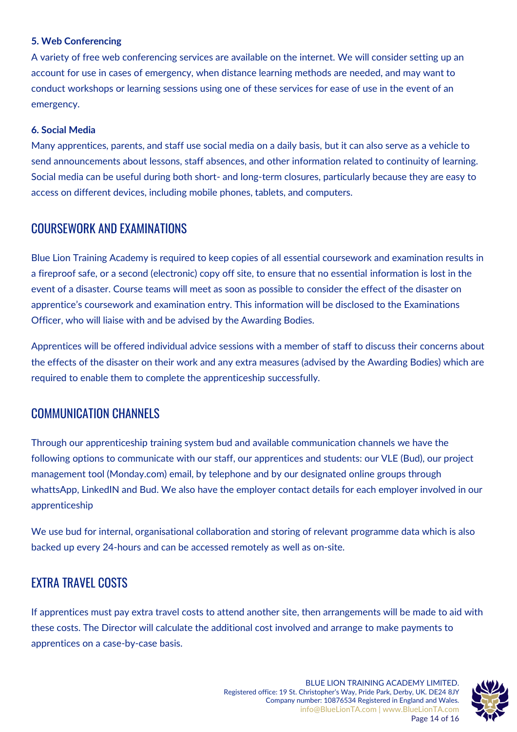### 5. Web Conferencing

A variety of free web conferencing services are available on the internet. We will consider setting up an account for use in cases of emergency, when distance learning methods are needed, and may want to conduct workshops or learning sessions using one of these services for ease of use in the event of an emergency.

### 6. Social Media

Many apprentices, parents, and staff use social media on a daily basis, but it can also serve as a vehicle to send announcements about lessons, staff absences, and other information related to continuity of learning. Social media can be useful during both short- and long-term closures, particularly because they are easy to access on different devices, including mobile phones, tablets, and computers.

## COURSEWORK AND EXAMINATIONS

Blue Lion Training Academy is required to keep copies of all essential coursework and examination results in a fireproof safe, or a second (electronic) copy off site, to ensure that no essential information is lost in the event of a disaster. Course teams will meet as soon as possible to consider the effect of the disaster on apprentice's coursework and examination entry. This information will be disclosed to the Examinations Officer, who will liaise with and be advised by the Awarding Bodies.

Apprentices will be offered individual advice sessions with a member of staff to discuss their concerns about the effects of the disaster on their work and any extra measures (advised by the Awarding Bodies) which are required to enable them to complete the apprenticeship successfully.

## COMMUNICATION CHANNELS

Through our apprenticeship training system bud and available communication channels we have the following options to communicate with our staff, our apprentices and students: our VLE (Bud), our project management tool (Monday.com) email, by telephone and by our designated online groups through whattsApp, LinkedIN and Bud. We also have the employer contact details for each employer involved in our apprenticeship

We use bud for internal, organisational collaboration and storing of relevant programme data which is also backed up every 24-hours and can be accessed remotely as well as on-site.

## EXTRA TRAVEL COSTS

If apprentices must pay extra travel costs to attend another site, then arrangements will be made to aid with these costs. The Director will calculate the additional cost involved and arrange to make payments to apprentices on a case-by-case basis.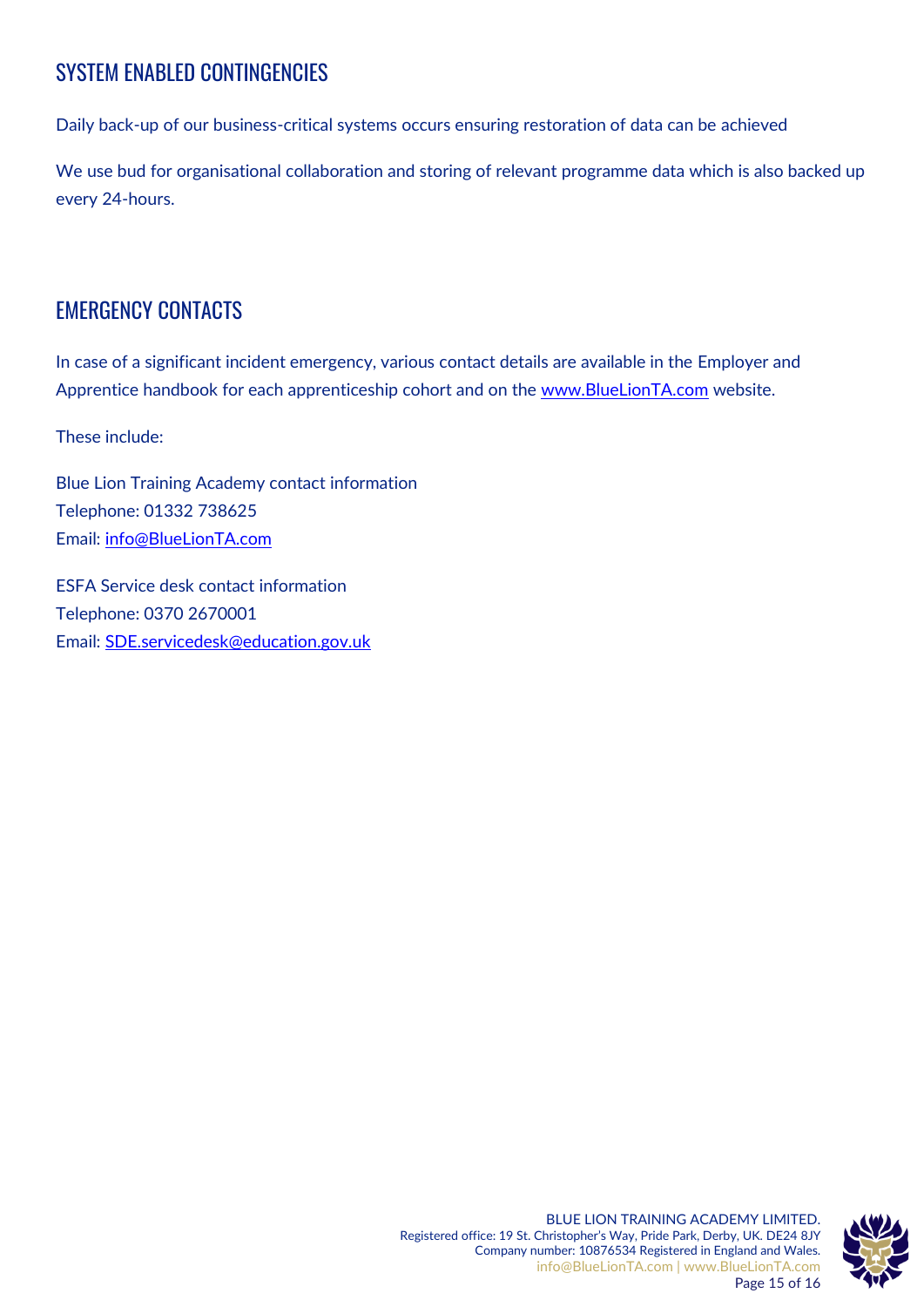## SYSTEM ENABLED CONTINGENCIES

Daily back-up of our business-critical systems occurs ensuring restoration of data can be achieved

We use bud for organisational collaboration and storing of relevant programme data which is also backed up every 24-hours.

## EMERGENCY CONTACTS

In case of a significant incident emergency, various contact details are available in the Employer and Apprentice handbook for each apprenticeship cohort and on the www.BlueLionTA.com website.

These include:

Blue Lion Training Academy contact information
Telephone: 01332 738625
Email: info@BlueLionTA.com

ESFA Service desk contact information
Telephone: 0370 2670001
Email: SDE.servicedesk@education.gov.uk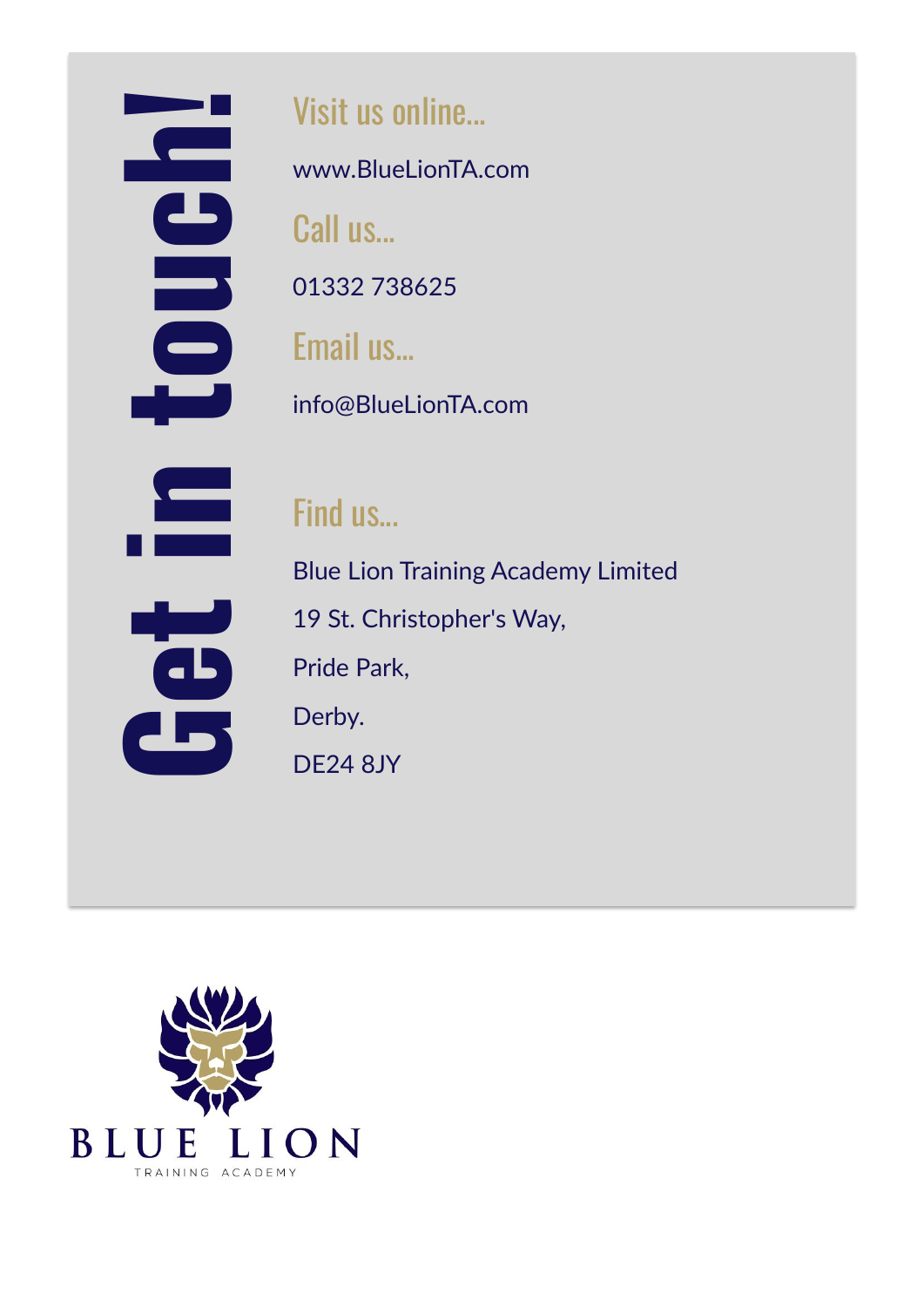# Get in touch!

## Visit us online...

www.BlueLionTA.com

## Call us...

01332 738625

## Email us...

info@BlueLionTA.com

## Find us...

Blue Lion Training Academy Limited

19 St. Christopher's Way,

Pride Park,

Derby.

DE24 8JY

BLUE LION

TRAINING ACADEMY